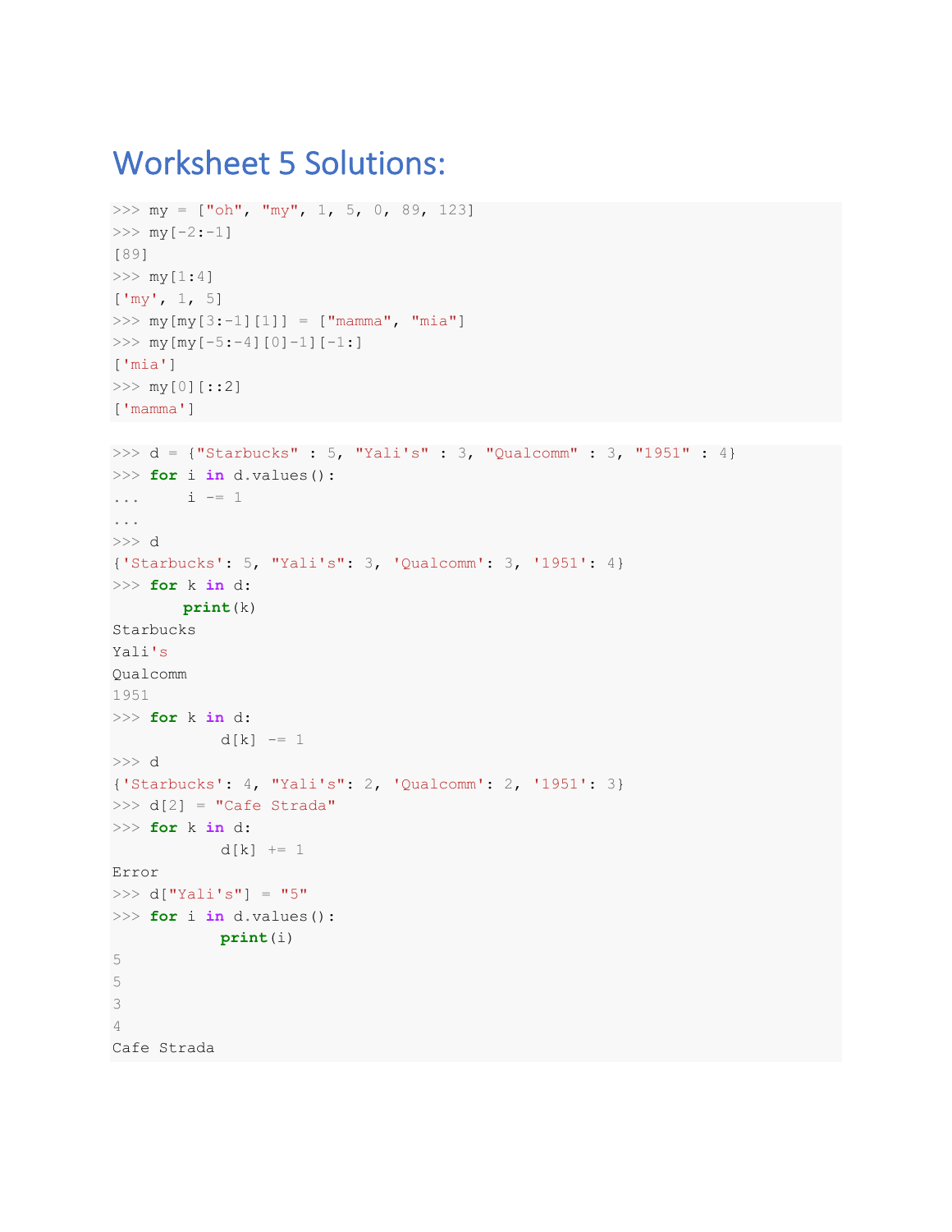# Worksheet 5 Solutions:

```
>>> my = ["oh", "my", 1, 5, 0, 89, 123]
>>> my[-2:-1]
[89]
>>> my[1:4]
['my', 1, 5]
>>> my[my[3:-1][1]] = ["mamma", "mia"]
>>> my[my[-5:-4][0]-1][-1:]
['mia']
>>> my[0][::2]
['mamma']
```

```
>>> d = {"Starbucks" : 5, "Yali's" : 3, "Qualcomm" : 3, "1951" : 4}
>>> for i in d.values():
...     i -= 1
...
>>> d
{'Starbucks': 5, "Yali's": 3, 'Qualcomm': 3, '1951': 4}
>>> for k in d:
        print(k)
Starbucks
Yali's
Qualcomm
1951
>>> for k in d:
            d[k] -= 1
>>> d
{'Starbucks': 4, "Yali's": 2, 'Qualcomm': 2, '1951': 3}
>>> d[2] = "Cafe Strada"
>>> for k in d:
            d[k] += 1
Error
>>> d["Yali's"] = "5"
>>> for i in d.values():
            print(i)
5
5
3
4
Cafe Strada
```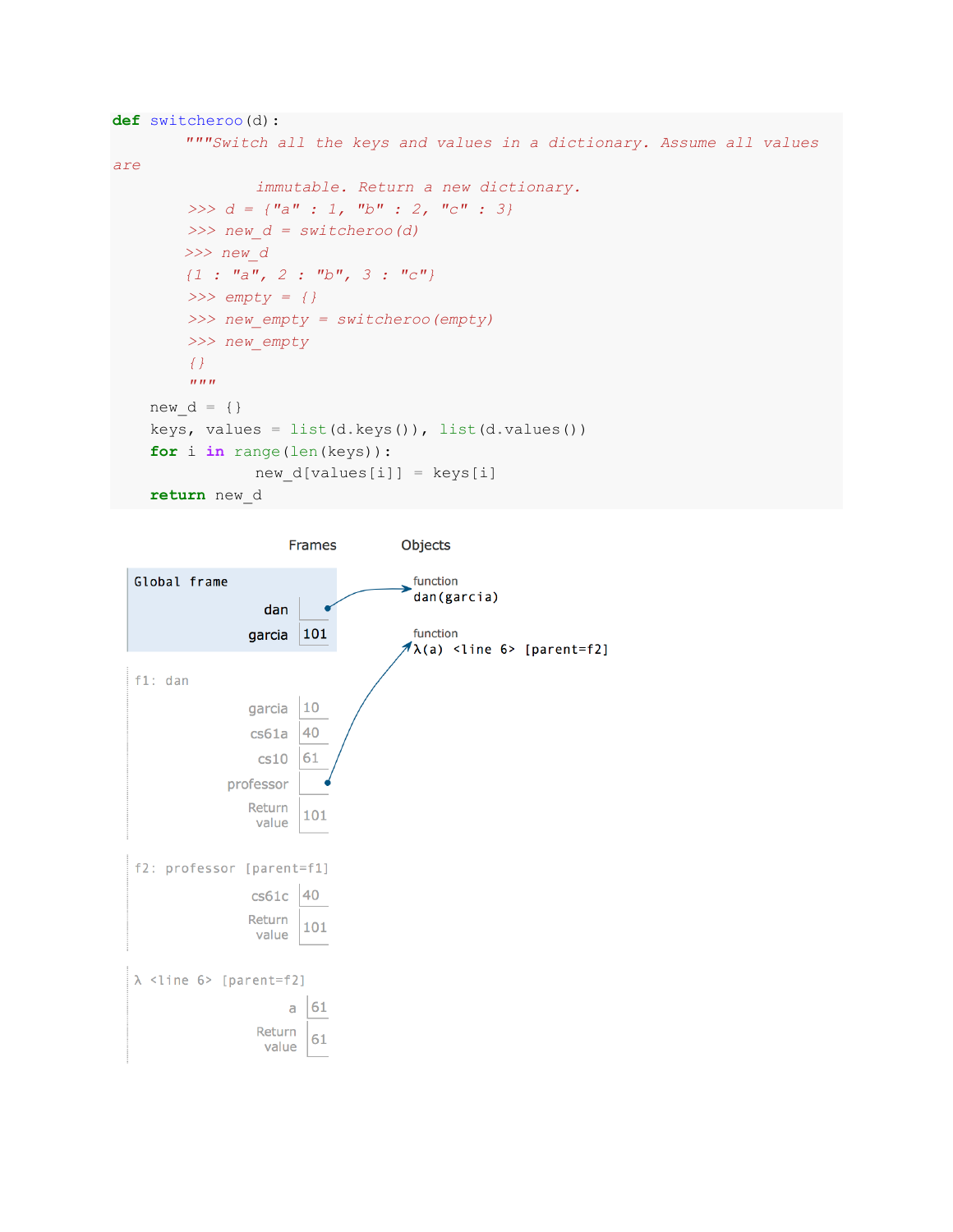```python
def switcheroo(d):
        """Switch all the keys and values in a dictionary. Assume all values are
                immutable. Return a new dictionary.
        >>> d = {"a" : 1, "b" : 2, "c" : 3}
        >>> new_d = switcheroo(d)
        >>> new_d
        {1 : "a", 2 : "b", 3 : "c"}
        >>> empty = {}
        >>> new_empty = switcheroo(empty)
        >>> new_empty
        {}
        """
    new_d = {}
    keys, values = list(d.keys()), list(d.values())
    for i in range(len(keys)):
                new_d[values[i]] = keys[i]
    return new_d
```

Frames | Objects

**Global frame**

| | |
|---|---|
| dan | → function dan(garcia) |
| garcia | 101 |

**f1: dan**

| | |
|---|---|
| garcia | 10 |
| cs61a | 40 |
| cs10 | 61 |
| professor | → function λ(a) <line 6> [parent=f2] |
| Return value | 101 |

**f2: professor [parent=f1]**

| | |
|---|---|
| cs61c | 40 |
| Return value | 101 |

**λ <line 6> [parent=f2]**

| | |
|---|---|
| a | 61 |
| Return value | 61 |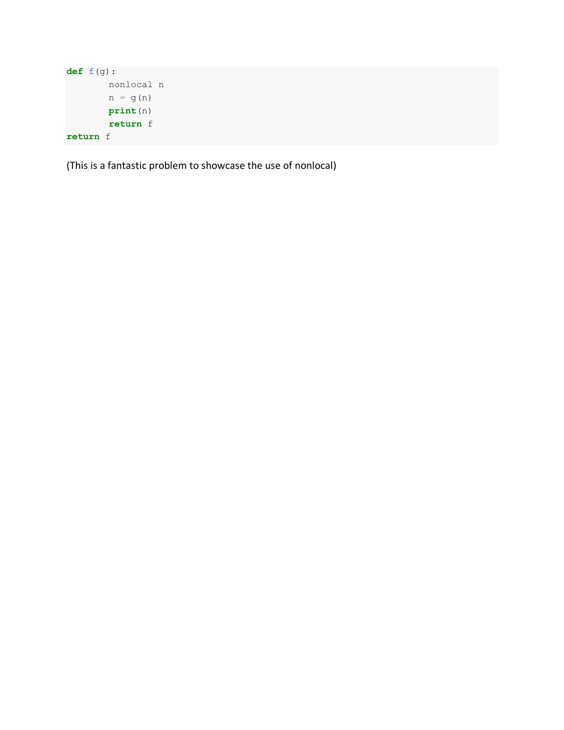```
def f(g):
        nonlocal n
        n = g(n)
        print(n)
        return f
return f
```

(This is a fantastic problem to showcase the use of nonlocal)